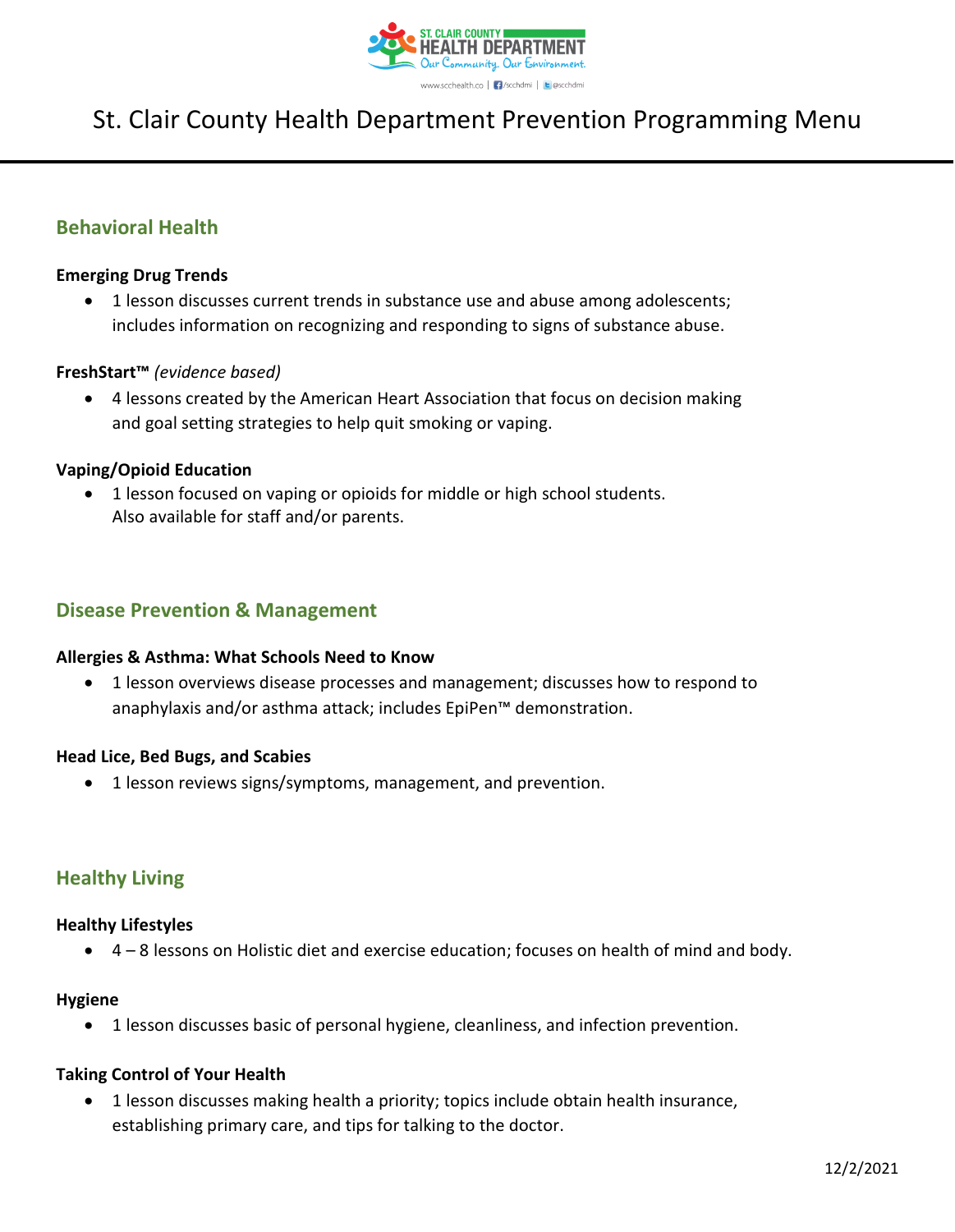# St. Clair County Health Department Prevention Programming Menu

## Behavioral Health

**Emerging Drug Trends**

- 1 lesson discusses current trends in substance use and abuse among adolescents; includes information on recognizing and responding to signs of substance abuse.

**FreshStart™** *(evidence based)*

- 4 lessons created by the American Heart Association that focus on decision making and goal setting strategies to help quit smoking or vaping.

**Vaping/Opioid Education**

- 1 lesson focused on vaping or opioids for middle or high school students. Also available for staff and/or parents.

## Disease Prevention & Management

**Allergies & Asthma: What Schools Need to Know**

- 1 lesson overviews disease processes and management; discusses how to respond to anaphylaxis and/or asthma attack; includes EpiPen™ demonstration.

**Head Lice, Bed Bugs, and Scabies**

- 1 lesson reviews signs/symptoms, management, and prevention.

## Healthy Living

**Healthy Lifestyles**

- 4 – 8 lessons on Holistic diet and exercise education; focuses on health of mind and body.

**Hygiene**

- 1 lesson discusses basic of personal hygiene, cleanliness, and infection prevention.

**Taking Control of Your Health**

- 1 lesson discusses making health a priority; topics include obtain health insurance, establishing primary care, and tips for talking to the doctor.

12/2/2021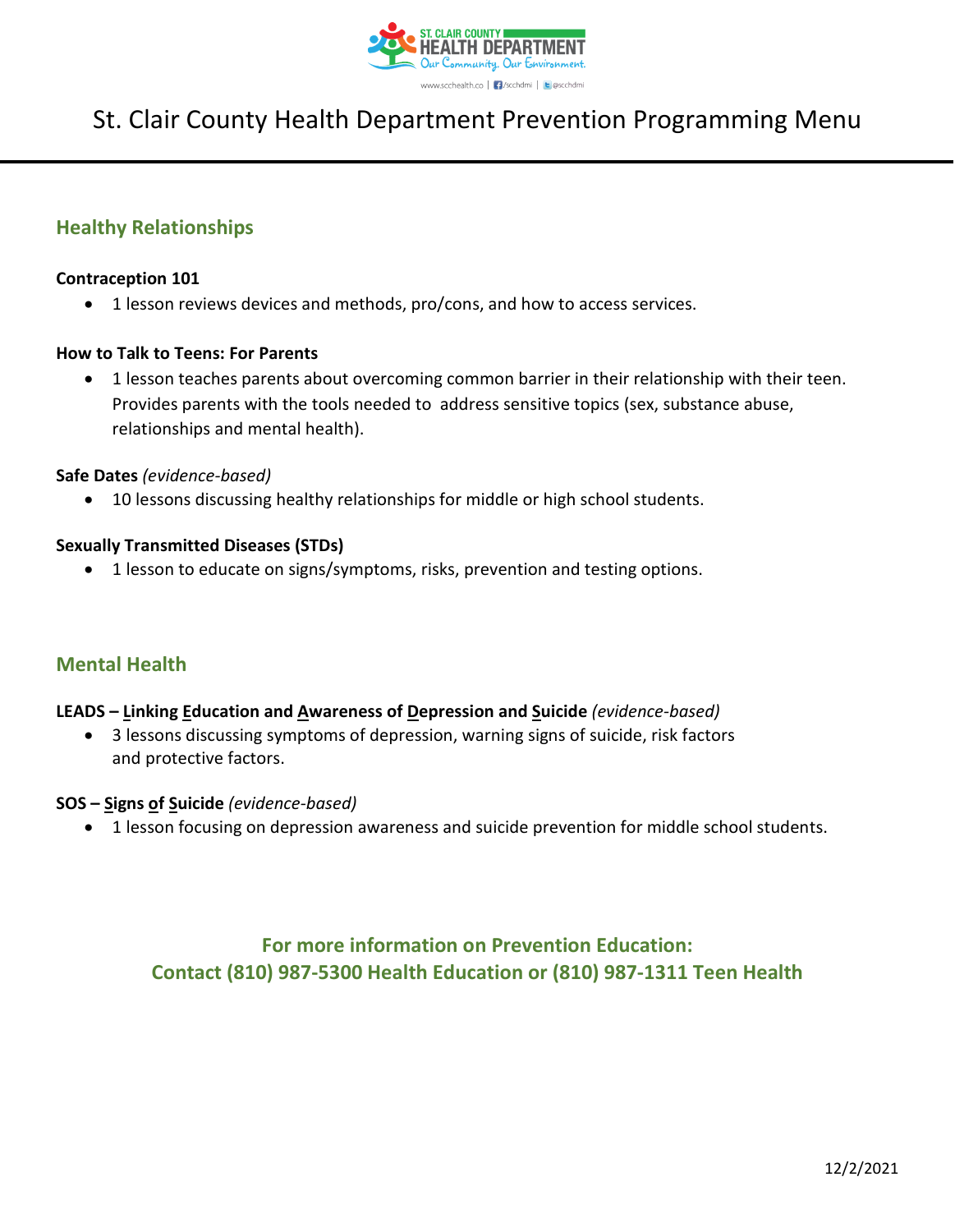# St. Clair County Health Department Prevention Programming Menu

## Healthy Relationships

**Contraception 101**

- 1 lesson reviews devices and methods, pro/cons, and how to access services.

**How to Talk to Teens: For Parents**

- 1 lesson teaches parents about overcoming common barrier in their relationship with their teen. Provides parents with the tools needed to address sensitive topics (sex, substance abuse, relationships and mental health).

**Safe Dates** *(evidence-based)*

- 10 lessons discussing healthy relationships for middle or high school students.

**Sexually Transmitted Diseases (STDs)**

- 1 lesson to educate on signs/symptoms, risks, prevention and testing options.

## Mental Health

**LEADS – Linking Education and Awareness of Depression and Suicide** *(evidence-based)*

- 3 lessons discussing symptoms of depression, warning signs of suicide, risk factors and protective factors.

**SOS – Signs of Suicide** *(evidence-based)*

- 1 lesson focusing on depression awareness and suicide prevention for middle school students.

**For more information on Prevention Education:**
**Contact (810) 987-5300 Health Education or (810) 987-1311 Teen Health**

12/2/2021